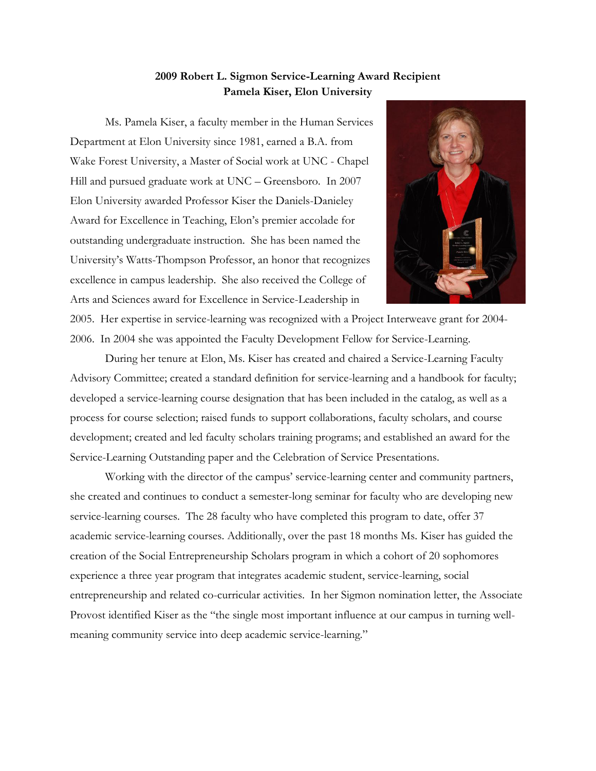**2009 Robert L. Sigmon Service-Learning Award Recipient**
**Pamela Kiser, Elon University**

Ms. Pamela Kiser, a faculty member in the Human Services Department at Elon University since 1981, earned a B.A. from Wake Forest University, a Master of Social work at UNC - Chapel Hill and pursued graduate work at UNC – Greensboro. In 2007 Elon University awarded Professor Kiser the Daniels-Danieley Award for Excellence in Teaching, Elon's premier accolade for outstanding undergraduate instruction. She has been named the University's Watts-Thompson Professor, an honor that recognizes excellence in campus leadership. She also received the College of Arts and Sciences award for Excellence in Service-Leadership in 2005. Her expertise in service-learning was recognized with a Project Interweave grant for 2004-2006. In 2004 she was appointed the Faculty Development Fellow for Service-Learning.

During her tenure at Elon, Ms. Kiser has created and chaired a Service-Learning Faculty Advisory Committee; created a standard definition for service-learning and a handbook for faculty; developed a service-learning course designation that has been included in the catalog, as well as a process for course selection; raised funds to support collaborations, faculty scholars, and course development; created and led faculty scholars training programs; and established an award for the Service-Learning Outstanding paper and the Celebration of Service Presentations.

Working with the director of the campus' service-learning center and community partners, she created and continues to conduct a semester-long seminar for faculty who are developing new service-learning courses. The 28 faculty who have completed this program to date, offer 37 academic service-learning courses. Additionally, over the past 18 months Ms. Kiser has guided the creation of the Social Entrepreneurship Scholars program in which a cohort of 20 sophomores experience a three year program that integrates academic student, service-learning, social entrepreneurship and related co-curricular activities. In her Sigmon nomination letter, the Associate Provost identified Kiser as the "the single most important influence at our campus in turning well-meaning community service into deep academic service-learning."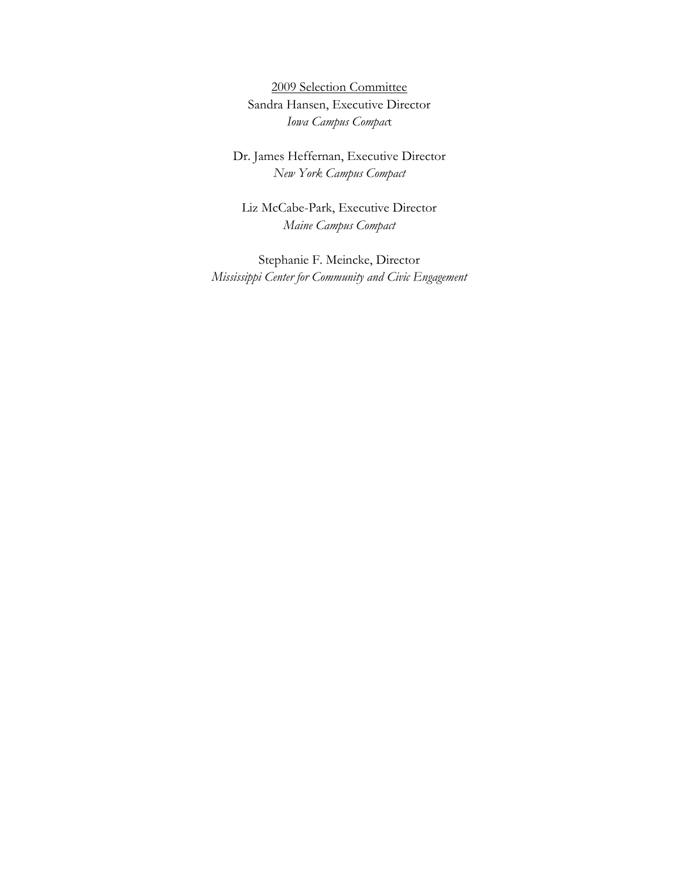2009 Selection Committee

Sandra Hansen, Executive Director
*Iowa Campus Compact*

Dr. James Heffernan, Executive Director
*New York Campus Compact*

Liz McCabe-Park, Executive Director
*Maine Campus Compact*

Stephanie F. Meincke, Director
*Mississippi Center for Community and Civic Engagement*